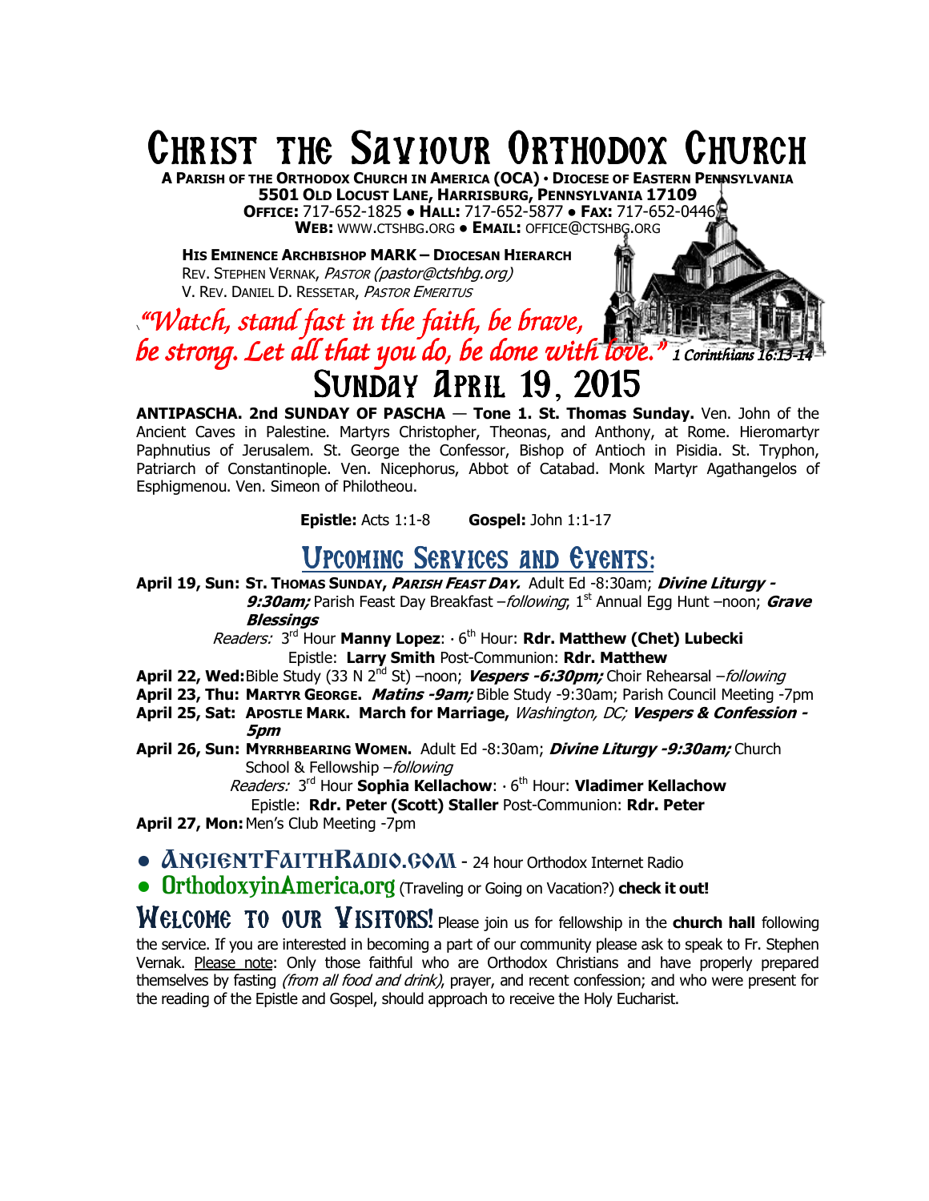# Christ the Saviour Orthodox Church

**A Parish of the Orthodox Church in America (OCA) • Diocese of Eastern Pennsylvania**
**5501 Old Locust Lane, Harrisburg, Pennsylvania 17109**
**Office:** 717-652-1825 ● **Hall:** 717-652-5877 ● **Fax:** 717-652-0446
**Web:** www.ctshbg.org ● **Email:** office@ctshbg.org

**His Eminence Archbishop MARK – Diocesan Hierarch**
Rev. Stephen Vernak, *Pastor (pastor@ctshbg.org)*
V. Rev. Daniel D. Ressetar, *Pastor Emeritus*

*"Watch, stand fast in the faith, be brave, be strong. Let all that you do, be done with love."* ***1 Corinthians 16:13-14***

# Sunday April 19, 2015

**ANTIPASCHA. 2nd SUNDAY OF PASCHA — Tone 1. St. Thomas Sunday.** Ven. John of the Ancient Caves in Palestine. Martyrs Christopher, Theonas, and Anthony, at Rome. Hieromartyr Paphnutius of Jerusalem. St. George the Confessor, Bishop of Antioch in Pisidia. St. Tryphon, Patriarch of Constantinople. Ven. Nicephorus, Abbot of Catabad. Monk Martyr Agathangelos of Esphigmenou. Ven. Simeon of Philotheou.

**Epistle:** Acts 1:1-8 **Gospel:** John 1:1-17

## Upcoming Services and Events:

**April 19, Sun:** **St. Thomas Sunday, *Parish Feast Day.*** Adult Ed -8:30am; ***Divine Liturgy - 9:30am;*** Parish Feast Day Breakfast –*following*; 1st Annual Egg Hunt –noon; ***Grave Blessings***
*Readers:* 3rd Hour **Manny Lopez**: · 6th Hour: **Rdr. Matthew (Chet) Lubecki**
Epistle: **Larry Smith** Post-Communion: **Rdr. Matthew**

**April 22, Wed:** Bible Study (33 N 2nd St) –noon; ***Vespers -6:30pm;*** Choir Rehearsal –*following*

**April 23, Thu:** **Martyr George.** ***Matins -9am;*** Bible Study -9:30am; Parish Council Meeting -7pm

**April 25, Sat:** **Apostle Mark. March for Marriage,** *Washington, DC;* ***Vespers & Confession - 5pm***

**April 26, Sun:** **Myrrhbearing Women.** Adult Ed -8:30am; ***Divine Liturgy -9:30am;*** Church School & Fellowship –*following*
*Readers:* 3rd Hour **Sophia Kellachow**: · 6th Hour: **Vladimer Kellachow**
Epistle: **Rdr. Peter (Scott) Staller** Post-Communion: **Rdr. Peter**

**April 27, Mon:** Men's Club Meeting -7pm

- **AncientFaithRadio.com** - 24 hour Orthodox Internet Radio
- **OrthodoxyinAmerica.org** (Traveling or Going on Vacation?) **check it out!**

**Welcome to our Visitors!** Please join us for fellowship in the **church hall** following the service. If you are interested in becoming a part of our community please ask to speak to Fr. Stephen Vernak. Please note: Only those faithful who are Orthodox Christians and have properly prepared themselves by fasting *(from all food and drink)*, prayer, and recent confession; and who were present for the reading of the Epistle and Gospel, should approach to receive the Holy Eucharist.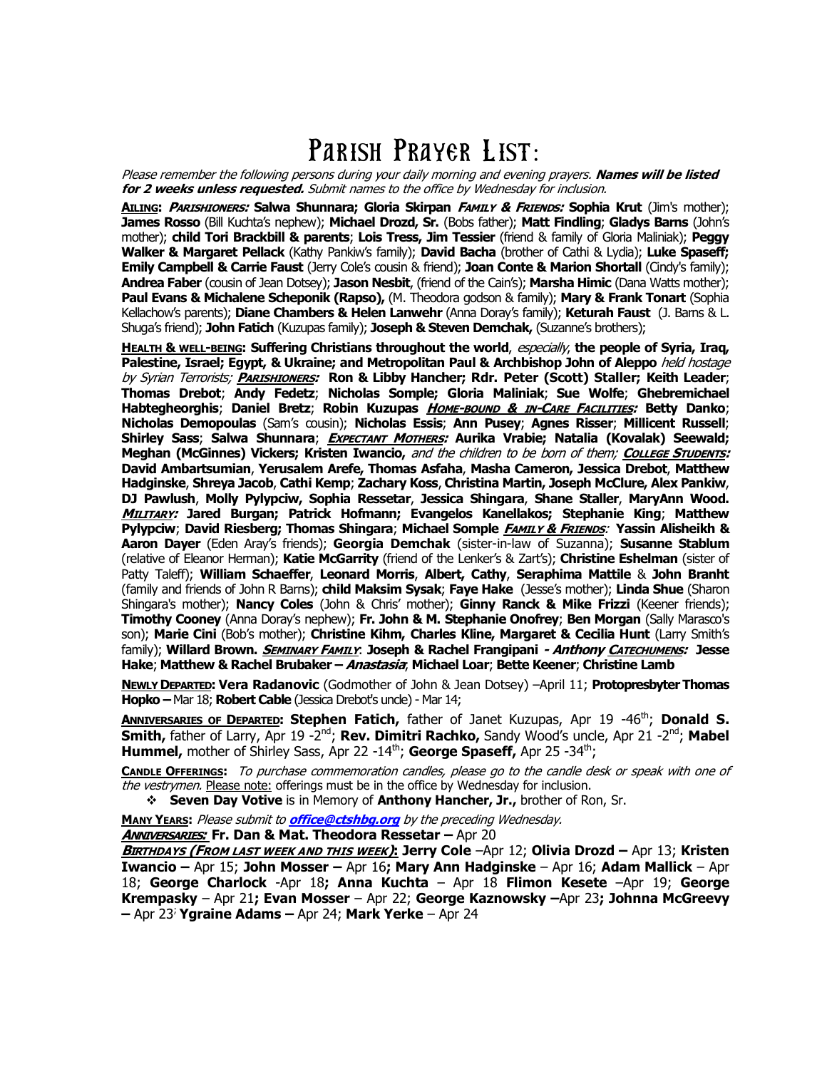# Parish Prayer List:

*Please remember the following persons during your daily morning and evening prayers.* ***Names will be listed for 2 weeks unless requested.*** *Submit names to the office by Wednesday for inclusion.*

**AILING:** ***PARISHIONERS:*** **Salwa Shunnara; Gloria Skirpan** ***FAMILY & FRIENDS:*** **Sophia Krut** (Jim's mother); **James Rosso** (Bill Kuchta's nephew); **Michael Drozd, Sr.** (Bobs father); **Matt Findling**; **Gladys Barns** (John's mother); **child Tori Brackbill & parents**; **Lois Tress, Jim Tessier** (friend & family of Gloria Maliniak); **Peggy Walker & Margaret Pellack** (Kathy Pankiw's family); **David Bacha** (brother of Cathi & Lydia); **Luke Spaseff; Emily Campbell & Carrie Faust** (Jerry Cole's cousin & friend); **Joan Conte & Marion Shortall** (Cindy's family); **Andrea Faber** (cousin of Jean Dotsey); **Jason Nesbit**, (friend of the Cain's); **Marsha Himic** (Dana Watts mother); **Paul Evans & Michalene Scheponik (Rapso),** (M. Theodora godson & family); **Mary & Frank Tonart** (Sophia Kellachow's parents); **Diane Chambers & Helen Lanwehr** (Anna Doray's family); **Keturah Faust** (J. Barns & L. Shuga's friend); **John Fatich** (Kuzupas family); **Joseph & Steven Demchak,** (Suzanne's brothers);

**HEALTH & WELL-BEING: Suffering Christians throughout the world**, *especially*, **the people of Syria, Iraq, Palestine, Israel; Egypt, & Ukraine; and Metropolitan Paul & Archbishop John of Aleppo** *held hostage by Syrian Terrorists;* ***PARISHIONERS:*** **Ron & Libby Hancher; Rdr. Peter (Scott) Staller; Keith Leader**; **Thomas Drebot**; **Andy Fedetz**; **Nicholas Somple; Gloria Maliniak**; **Sue Wolfe**; **Ghebremichael Habtegheorghis**; **Daniel Bretz**; **Robin Kuzupas** ***HOME-BOUND & IN-CARE FACILITIES:*** **Betty Danko**; **Nicholas Demopoulas** (Sam's cousin); **Nicholas Essis**; **Ann Pusey**; **Agnes Risser**; **Millicent Russell**; **Shirley Sass**; **Salwa Shunnara**; ***EXPECTANT MOTHERS:*** **Aurika Vrabie; Natalia (Kovalak) Seewald; Meghan (McGinnes) Vickers; Kristen Iwancio,** *and the children to be born of them;* ***COLLEGE STUDENTS:*** **David Ambartsumian**, **Yerusalem Arefe, Thomas Asfaha**, **Masha Cameron, Jessica Drebot**, **Matthew Hadginske**, **Shreya Jacob**, **Cathi Kemp**; **Zachary Koss**, **Christina Martin, Joseph McClure, Alex Pankiw**, **DJ Pawlush**, **Molly Pylypciw, Sophia Ressetar**, **Jessica Shingara**, **Shane Staller**, **MaryAnn Wood.** ***MILITARY:*** **Jared Burgan; Patrick Hofmann; Evangelos Kanellakos; Stephanie King**; **Matthew Pylypciw**; **David Riesberg; Thomas Shingara**; **Michael Somple** ***FAMILY & FRIENDS:*** **Yassin Alisheikh & Aaron Dayer** (Eden Aray's friends); **Georgia Demchak** (sister-in-law of Suzanna); **Susanne Stablum** (relative of Eleanor Herman); **Katie McGarrity** (friend of the Lenker's & Zart's); **Christine Eshelman** (sister of Patty Taleff); **William Schaeffer**, **Leonard Morris**, **Albert, Cathy**, **Seraphima Mattile** & **John Branht** (family and friends of John R Barns); **child Maksim Sysak**; **Faye Hake** (Jesse's mother); **Linda Shue** (Sharon Shingara's mother); **Nancy Coles** (John & Chris' mother); **Ginny Ranck & Mike Frizzi** (Keener friends); **Timothy Cooney** (Anna Doray's nephew); **Fr. John & M. Stephanie Onofrey**; **Ben Morgan** (Sally Marasco's son); **Marie Cini** (Bob's mother); **Christine Kihm, Charles Kline, Margaret & Cecilia Hunt** (Larry Smith's family); **Willard Brown.** ***SEMINARY FAMILY*****: Joseph & Rachel Frangipani - *Anthony*** ***CATECHUMENS:*** **Jesse Hake**; **Matthew & Rachel Brubaker – *Anastasia***; **Michael Loar**; **Bette Keener**; **Christine Lamb**

**NEWLY DEPARTED: Vera Radanovic** (Godmother of John & Jean Dotsey) –April 11; **Protopresbyter Thomas Hopko –** Mar 18; **Robert Cable** (Jessica Drebot's uncle) - Mar 14;

**ANNIVERSARIES OF DEPARTED: Stephen Fatich,** father of Janet Kuzupas, Apr 19 -46th; **Donald S. Smith,** father of Larry, Apr 19 -2nd; **Rev. Dimitri Rachko,** Sandy Wood's uncle, Apr 21 -2nd; **Mabel Hummel,** mother of Shirley Sass, Apr 22 -14th; **George Spaseff,** Apr 25 -34th;

**CANDLE OFFERINGS:** *To purchase commemoration candles, please go to the candle desk or speak with one of the vestrymen.* Please note: offerings must be in the office by Wednesday for inclusion.

- **Seven Day Votive** is in Memory of **Anthony Hancher, Jr.,** brother of Ron, Sr.

**MANY YEARS:** *Please submit to* ***office@ctshbg.org*** *by the preceding Wednesday.*

***ANNIVERSARIES:*** **Fr. Dan & Mat. Theodora Ressetar –** Apr 20

***BIRTHDAYS (FROM LAST WEEK AND THIS WEEK)*****: Jerry Cole** –Apr 12; **Olivia Drozd –** Apr 13; **Kristen Iwancio –** Apr 15; **John Mosser –** Apr 16**; Mary Ann Hadginske** – Apr 16; **Adam Mallick** – Apr 18; **George Charlock** -Apr 18**; Anna Kuchta** – Apr 18 **Flimon Kesete** –Apr 19; **George Krempasky** – Apr 21**; Evan Mosser** – Apr 22; **George Kaznowsky –**Apr 23**; Johnna McGreevy –** Apr 23; **Ygraine Adams –** Apr 24; **Mark Yerke** – Apr 24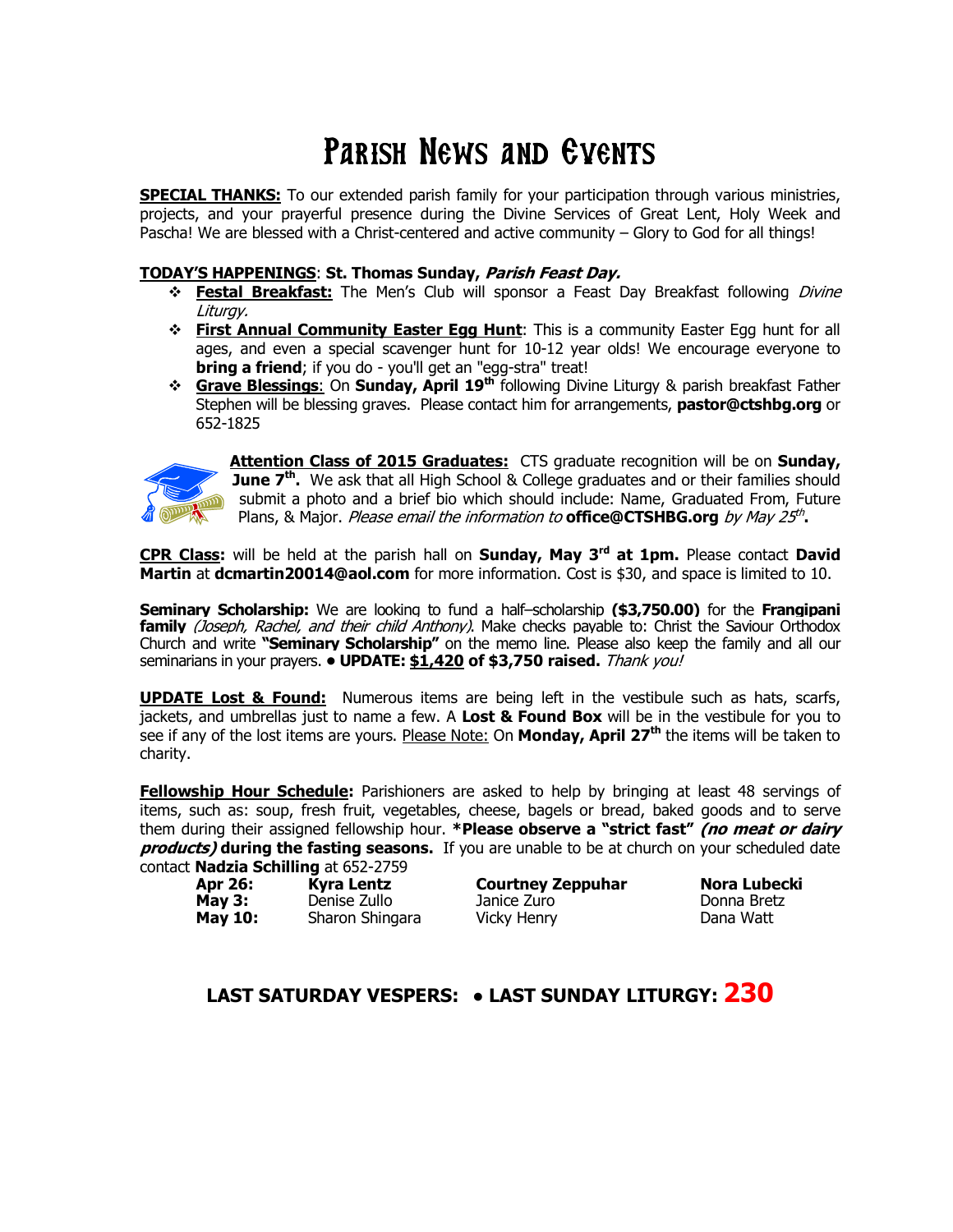# Parish News and Events

**SPECIAL THANKS:** To our extended parish family for your participation through various ministries, projects, and your prayerful presence during the Divine Services of Great Lent, Holy Week and Pascha! We are blessed with a Christ-centered and active community – Glory to God for all things!

**TODAY'S HAPPENINGS**: **St. Thomas Sunday, *Parish Feast Day.***

- **Festal Breakfast:** The Men's Club will sponsor a Feast Day Breakfast following *Divine Liturgy.*
- **First Annual Community Easter Egg Hunt**: This is a community Easter Egg hunt for all ages, and even a special scavenger hunt for 10-12 year olds! We encourage everyone to **bring a friend**; if you do - you'll get an "egg-stra" treat!
- **Grave Blessings**: On **Sunday, April 19th** following Divine Liturgy & parish breakfast Father Stephen will be blessing graves. Please contact him for arrangements, **pastor@ctshbg.org** or 652-1825

**Attention Class of 2015 Graduates:** CTS graduate recognition will be on **Sunday, June 7th.** We ask that all High School & College graduates and or their families should submit a photo and a brief bio which should include: Name, Graduated From, Future Plans, & Major. *Please email the information to* **office@CTSHBG.org** *by May 25th*.

**CPR Class:** will be held at the parish hall on **Sunday, May 3rd at 1pm.** Please contact **David Martin** at **dcmartin20014@aol.com** for more information. Cost is $30, and space is limited to 10.

**Seminary Scholarship:** We are looking to fund a half–scholarship **($3,750.00)** for the **Frangipani family** *(Joseph, Rachel, and their child Anthony)*. Make checks payable to: Christ the Saviour Orthodox Church and write **"Seminary Scholarship"** on the memo line. Please also keep the family and all our seminarians in your prayers. ● **UPDATE: $1,420 of $3,750 raised.** *Thank you!*

**UPDATE Lost & Found:** Numerous items are being left in the vestibule such as hats, scarfs, jackets, and umbrellas just to name a few. A **Lost & Found Box** will be in the vestibule for you to see if any of the lost items are yours. Please Note: On **Monday, April 27th** the items will be taken to charity.

**Fellowship Hour Schedule:** Parishioners are asked to help by bringing at least 48 servings of items, such as: soup, fresh fruit, vegetables, cheese, bagels or bread, baked goods and to serve them during their assigned fellowship hour. ***Please observe a "strict fast" *(no meat or dairy products)* during the fasting seasons.** If you are unable to be at church on your scheduled date contact **Nadzia Schilling** at 652-2759

| | | | |
|---|---|---|---|
| **Apr 26:** | **Kyra Lentz** | **Courtney Zeppuhar** | **Nora Lubecki** |
| **May 3:** | Denise Zullo | Janice Zuro | Donna Bretz |
| **May 10:** | Sharon Shingara | Vicky Henry | Dana Watt |

**LAST SATURDAY VESPERS: ● LAST SUNDAY LITURGY: 230**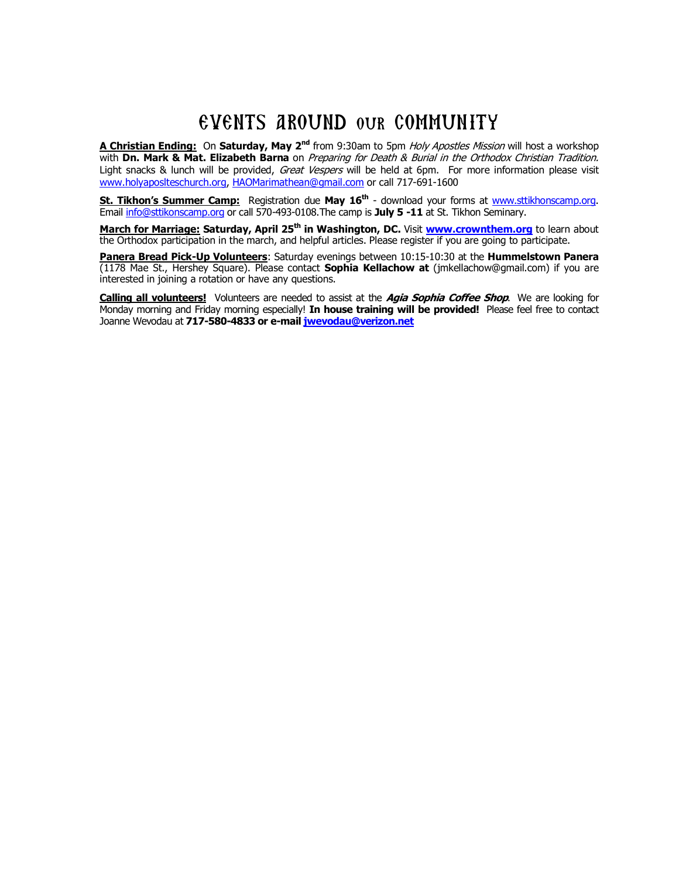# Events Around our Community

**A Christian Ending:** On **Saturday, May 2nd** from 9:30am to 5pm *Holy Apostles Mission* will host a workshop with **Dn. Mark & Mat. Elizabeth Barna** on *Preparing for Death & Burial in the Orthodox Christian Tradition.* Light snacks & lunch will be provided, *Great Vespers* will be held at 6pm. For more information please visit www.holyaposlteschurch.org, HAOMarimathean@gmail.com or call 717-691-1600

**St. Tikhon's Summer Camp:** Registration due **May 16th** - download your forms at www.sttikhonscamp.org. Email info@sttikonscamp.org or call 570-493-0108.The camp is **July 5 -11** at St. Tikhon Seminary.

**March for Marriage: Saturday, April 25th in Washington, DC.** Visit **www.crownthem.org** to learn about the Orthodox participation in the march, and helpful articles. Please register if you are going to participate.

**Panera Bread Pick-Up Volunteers**: Saturday evenings between 10:15-10:30 at the **Hummelstown Panera** (1178 Mae St., Hershey Square). Please contact **Sophia Kellachow at** (jmkellachow@gmail.com) if you are interested in joining a rotation or have any questions.

**Calling all volunteers!** Volunteers are needed to assist at the ***Agia Sophia Coffee Shop***. We are looking for Monday morning and Friday morning especially! **In house training will be provided!** Please feel free to contact Joanne Wevodau at **717-580-4833 or e-mail jwevodau@verizon.net**